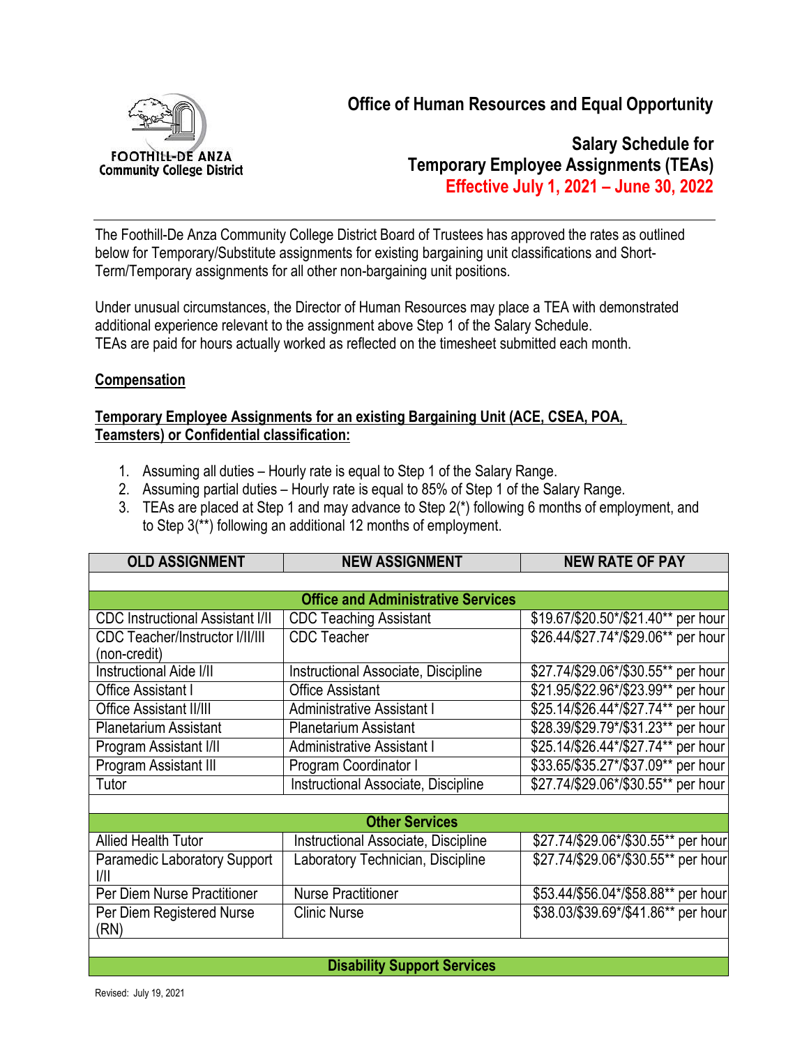FOOTHILL-DE ANZA Community College District

# Office of Human Resources and Equal Opportunity

## Salary Schedule for Temporary Employee Assignments (TEAs)

**Effective July 1, 2021 – June 30, 2022**

The Foothill-De Anza Community College District Board of Trustees has approved the rates as outlined below for Temporary/Substitute assignments for existing bargaining unit classifications and Short-Term/Temporary assignments for all other non-bargaining unit positions.

Under unusual circumstances, the Director of Human Resources may place a TEA with demonstrated additional experience relevant to the assignment above Step 1 of the Salary Schedule.
TEAs are paid for hours actually worked as reflected on the timesheet submitted each month.

### Compensation

**Temporary Employee Assignments for an existing Bargaining Unit (ACE, CSEA, POA, Teamsters) or Confidential classification:**

1. Assuming all duties – Hourly rate is equal to Step 1 of the Salary Range.
2. Assuming partial duties – Hourly rate is equal to 85% of Step 1 of the Salary Range.
3. TEAs are placed at Step 1 and may advance to Step 2(*) following 6 months of employment, and to Step 3(**) following an additional 12 months of employment.

| OLD ASSIGNMENT | NEW ASSIGNMENT | NEW RATE OF PAY |
|---|---|---|
| | | |
| **Office and Administrative Services** | | |
| CDC Instructional Assistant I/II | CDC Teaching Assistant | $19.67/$20.50*/$21.40** per hour |
| CDC Teacher/Instructor I/II/III (non-credit) | CDC Teacher | $26.44/$27.74*/$29.06** per hour |
| Instructional Aide I/II | Instructional Associate, Discipline | $27.74/$29.06*/$30.55** per hour |
| Office Assistant I | Office Assistant | $21.95/$22.96*/$23.99** per hour |
| Office Assistant II/III | Administrative Assistant I | $25.14/$26.44*/$27.74** per hour |
| Planetarium Assistant | Planetarium Assistant | $28.39/$29.79*/$31.23** per hour |
| Program Assistant I/II | Administrative Assistant I | $25.14/$26.44*/$27.74** per hour |
| Program Assistant III | Program Coordinator I | $33.65/$35.27*/$37.09** per hour |
| Tutor | Instructional Associate, Discipline | $27.74/$29.06*/$30.55** per hour |
| | | |
| **Other Services** | | |
| Allied Health Tutor | Instructional Associate, Discipline | $27.74/$29.06*/$30.55** per hour |
| Paramedic Laboratory Support I/II | Laboratory Technician, Discipline | $27.74/$29.06*/$30.55** per hour |
| Per Diem Nurse Practitioner | Nurse Practitioner | $53.44/$56.04*/$58.88** per hour |
| Per Diem Registered Nurse (RN) | Clinic Nurse | $38.03/$39.69*/$41.86** per hour |
| | | |
| **Disability Support Services** | | |

Revised: July 19, 2021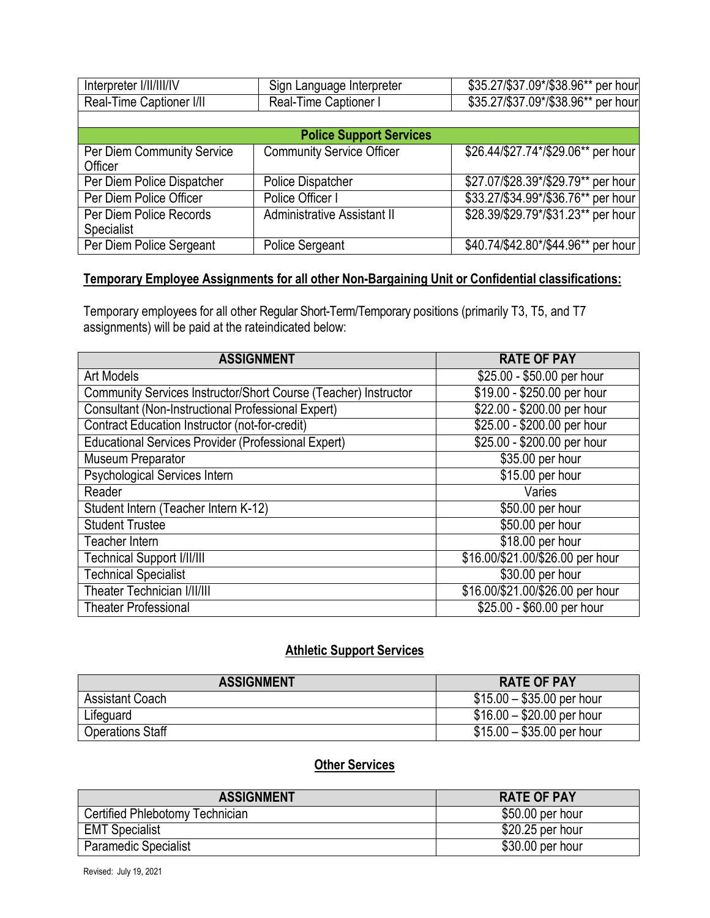| | | |
|---|---|---|
| Interpreter I/II/III/IV | Sign Language Interpreter | $35.27/$37.09*/$38.96** per hour |
| Real-Time Captioner I/II | Real-Time Captioner I | $35.27/$37.09*/$38.96** per hour |
| | | |
| **Police Support Services** | | |
| Per Diem Community Service Officer | Community Service Officer | $26.44/$27.74*/$29.06** per hour |
| Per Diem Police Dispatcher | Police Dispatcher | $27.07/$28.39*/$29.79** per hour |
| Per Diem Police Officer | Police Officer I | $33.27/$34.99*/$36.76** per hour |
| Per Diem Police Records Specialist | Administrative Assistant II | $28.39/$29.79*/$31.23** per hour |
| Per Diem Police Sergeant | Police Sergeant | $40.74/$42.80*/$44.96** per hour |

**Temporary Employee Assignments for all other Non-Bargaining Unit or Confidential classifications:**

Temporary employees for all other Regular Short-Term/Temporary positions (primarily T3, T5, and T7 assignments) will be paid at the rateindicated below:

| ASSIGNMENT | RATE OF PAY |
|---|---|
| Art Models | $25.00 - $50.00 per hour |
| Community Services Instructor/Short Course (Teacher) Instructor | $19.00 - $250.00 per hour |
| Consultant (Non-Instructional Professional Expert) | $22.00 - $200.00 per hour |
| Contract Education Instructor (not-for-credit) | $25.00 - $200.00 per hour |
| Educational Services Provider (Professional Expert) | $25.00 - $200.00 per hour |
| Museum Preparator | $35.00 per hour |
| Psychological Services Intern | $15.00 per hour |
| Reader | Varies |
| Student Intern (Teacher Intern K-12) | $50.00 per hour |
| Student Trustee | $50.00 per hour |
| Teacher Intern | $18.00 per hour |
| Technical Support I/II/III | $16.00/$21.00/$26.00 per hour |
| Technical Specialist | $30.00 per hour |
| Theater Technician I/II/III | $16.00/$21.00/$26.00 per hour |
| Theater Professional | $25.00 - $60.00 per hour |

**Athletic Support Services**

| ASSIGNMENT | RATE OF PAY |
|---|---|
| Assistant Coach | $15.00 – $35.00 per hour |
| Lifeguard | $16.00 – $20.00 per hour |
| Operations Staff | $15.00 – $35.00 per hour |

**Other Services**

| ASSIGNMENT | RATE OF PAY |
|---|---|
| Certified Phlebotomy Technician | $50.00 per hour |
| EMT Specialist | $20.25 per hour |
| Paramedic Specialist | $30.00 per hour |

Revised: July 19, 2021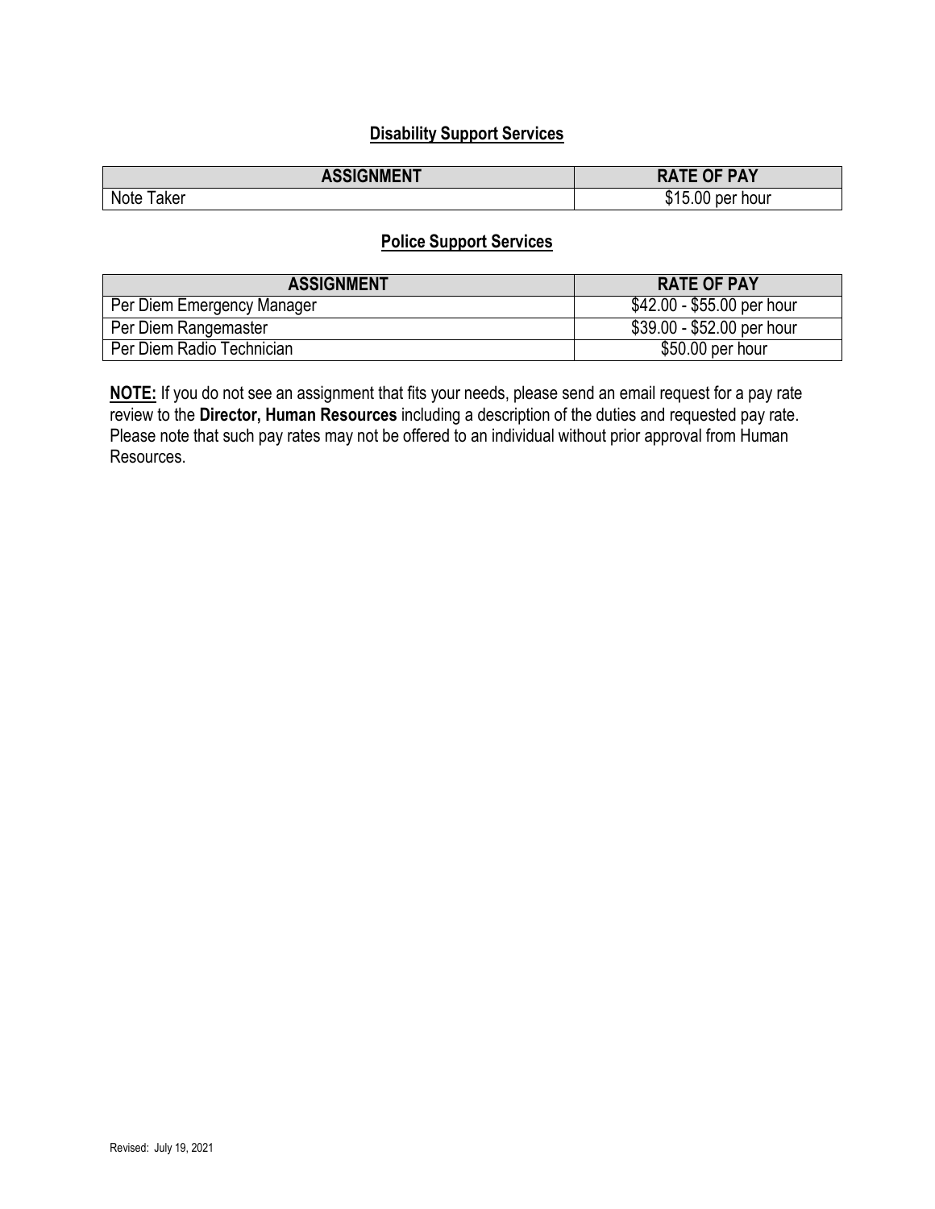**Disability Support Services**

| ASSIGNMENT | RATE OF PAY |
| --- | --- |
| Note Taker | $15.00 per hour |

**Police Support Services**

| ASSIGNMENT | RATE OF PAY |
| --- | --- |
| Per Diem Emergency Manager | $42.00 - $55.00 per hour |
| Per Diem Rangemaster | $39.00 - $52.00 per hour |
| Per Diem Radio Technician | $50.00 per hour |

**NOTE:** If you do not see an assignment that fits your needs, please send an email request for a pay rate review to the **Director, Human Resources** including a description of the duties and requested pay rate. Please note that such pay rates may not be offered to an individual without prior approval from Human Resources.

Revised: July 19, 2021